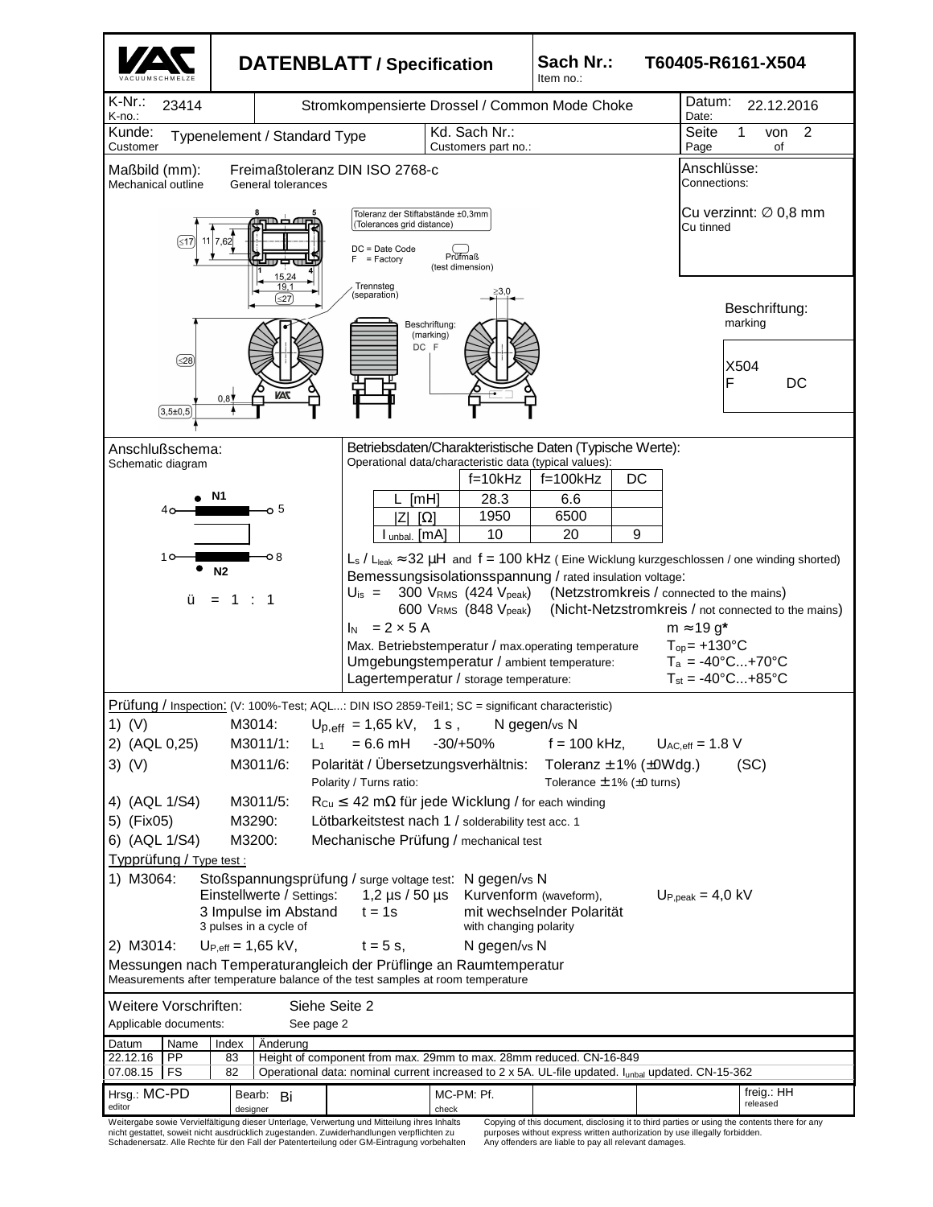# DATENBLATT / Specification

**Sach Nr.:** T60405-R6161-X504
Item no.:

| K-Nr.: K-no.: 23414 | Stromkompensierte Drossel / Common Mode Choke | Datum: Date: 22.12.2016 |
|---|---|---|
| Kunde: Customer: Typenelement / Standard Type | Kd. Sach Nr.: Customers part no.: | Seite 1 von 2 / Page of |

**Maßbild (mm):** Mechanical outline — Freimaßtoleranz DIN ISO 2768-c / General tolerances

Toleranz der Stiftabstände ±0,3mm (Tolerances grid distance)

DC = Date Code
F = Factory

Prüfmaß (test dimension)

Trennsteg (separation)

Beschriftung: (marking) DC F

Dimensions: ≤17, 11, 7,62, 15,24, 19,1, ≤27, ≥3,0, ≤28, 0,8, 3,5±0,5

**Anschlüsse:** Connections:

Cu verzinnt: ∅ 0,8 mm
Cu tinned

**Beschriftung:** marking

X504
F DC

**Anschlußschema:** Schematic diagram

N1: 4 – 5
N2: 1 – 8

ü = 1 : 1

**Betriebsdaten/Charakteristische Daten (Typische Werte):**
Operational data/characteristic data (typical values):

| | f=10kHz | f=100kHz | DC |
|---|---|---|---|
| L [mH] | 28.3 | 6.6 | |
| \|Z\| [Ω] | 1950 | 6500 | |
| $I_{unbal.}$ [mA] | 10 | 20 | 9 |

$L_s$ / $L_{leak}$ ≈ 32 µH and f = 100 kHz ( Eine Wicklung kurzgeschlossen / one winding shorted)

Bemessungsisolationsspannung / rated insulation voltage:

$U_{is}$ = 300 $V_{RMS}$ (424 $V_{peak}$) (Netzstromkreis / connected to the mains)
600 $V_{RMS}$ (848 $V_{peak}$) (Nicht-Netzstromkreis / not connected to the mains)

$I_N$ = 2 × 5 A — m ≈ 19 g*

Max. Betriebstemperatur / max.operating temperature: $T_{op}$ = +130°C
Umgebungstemperatur / ambient temperature: $T_a$ = -40°C...+70°C
Lagertemperatur / storage temperature: $T_{st}$ = -40°C...+85°C

**Prüfung / Inspection:** (V: 100%-Test; AQL...: DIN ISO 2859-Teil1; SC = significant characteristic)

1) (V) M3014: $U_{p,eff}$ = 1,65 kV, 1 s , N gegen/vs N
2) (AQL 0,25) M3011/1: $L_1$ = 6.6 mH -30/+50% f = 100 kHz, $U_{AC,eff}$ = 1.8 V
3) (V) M3011/6: Polarität / Übersetzungsverhältnis: Toleranz ± 1% (±0Wdg.) (SC)
Polarity / Turns ratio: Tolerance ± 1% (±0 turns)
4) (AQL 1/S4) M3011/5: $R_{Cu}$ ≤ 42 mΩ für jede Wicklung / for each winding
5) (Fix05) M3290: Lötbarkeitstest nach 1 / solderability test acc. 1
6) (AQL 1/S4) M3200: Mechanische Prüfung / mechanical test

**Typprüfung / Type test :**

1) M3064: Stoßspannungsprüfung / surge voltage test: N gegen/vs N
Einstellwerte / Settings: 1,2 µs / 50 µs Kurvenform (waveform), $U_{P,peak}$ = 4,0 kV
3 Impulse im Abstand t = 1s mit wechselnder Polarität
3 pulses in a cycle of — with changing polarity
2) M3014: $U_{P,eff}$ = 1,65 kV, t = 5 s, N gegen/vs N

Messungen nach Temperaturangleich der Prüflinge an Raumtemperatur
Measurements after temperature balance of the test samples at room temperature

**Weitere Vorschriften:** Siehe Seite 2
Applicable documents: See page 2

| Datum | Name | Index | Änderung |
|---|---|---|---|
| 22.12.16 | PP | 83 | Height of component from max. 29mm to max. 28mm reduced. CN-16-849 |
| 07.08.15 | FS | 82 | Operational data: nominal current increased to 2 x 5A. UL-file updated. $I_{unbal}$ updated. CN-15-362 |

| Hrsg.: MC-PD (editor) | Bearb.: Bi (designer) | MC-PM: Pf. (check) | freig.: HH (released) |
|---|---|---|---|

Weitergabe sowie Vervielfältigung dieser Unterlage, Verwertung und Mitteilung ihres Inhalts nicht gestattet, soweit nicht ausdrücklich zugestanden. Zuwiderhandlungen verpflichten zu Schadenersatz. Alle Rechte für den Fall der Patenterteilung oder GM-Eintragung vorbehalten

Copying of this document, disclosing it to third parties or using the contents there for any purposes without express written authorization by use illegally forbidden. Any offenders are liable to pay all relevant damages.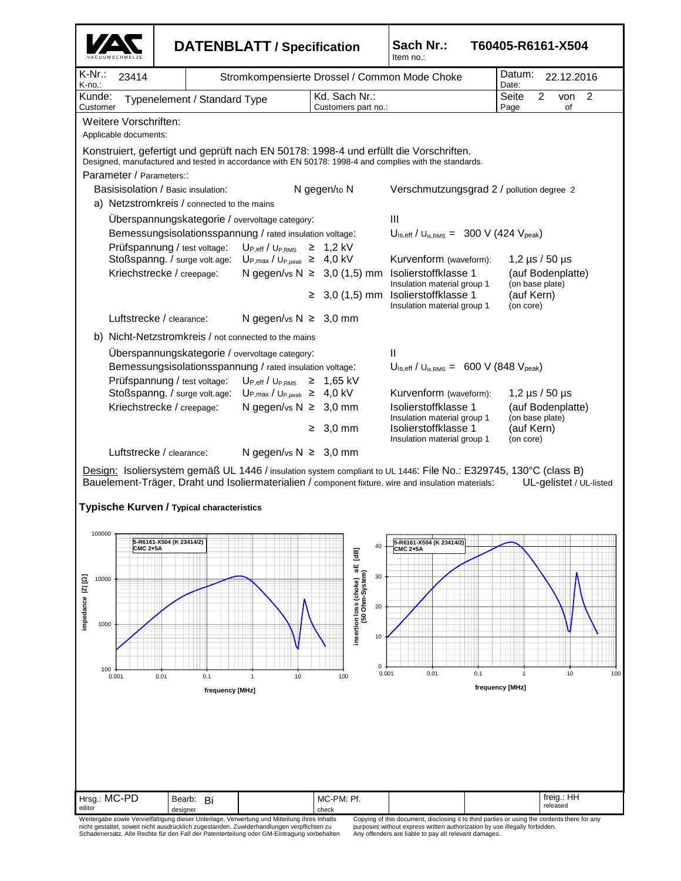**DATENBLATT / Specification**

Sach Nr.: / Item no.: T60405-R6161-X504

| | | | |
|---|---|---|---|
| K-Nr.: / K-no.: 23414 | Stromkompensierte Drossel / Common Mode Choke | | Datum: / Date: 22.12.2016 |
| Kunde: / Customer: Typenelement / Standard Type | Kd. Sach Nr.: / Customers part no.: | | Seite / Page 2 von / of 2 |

Weitere Vorschriften:
Applicable documents:

Konstruiert, gefertigt und geprüft nach EN 50178: 1998-4 und erfüllt die Vorschriften.
Designed, manufactured and tested in accordance with EN 50178: 1998-4 and complies with the standards.

Parameter / Parameters::

Basisisolation / Basic insulation: N gegen/to N — Verschmutzungsgrad 2 / pollution degree 2

a) Netzstromkreis / connected to the mains

| | | |
|---|---|---|
| Überspannungskategorie / overvoltage category: | | III |
| Bemessungsisolationsspannung / rated insulation voltage: | | $U_{is,eff}$ / $U_{is,RMS}$ = 300 V (424 $V_{peak}$) |
| Prüfspannung / test voltage: | $U_{P,eff}$ / $U_{P,RMS}$ ≥ 1,2 kV | |
| Stoßspanng. / surge volt.age: | $U_{P,max}$ / $U_{P,peak}$ ≥ 4,0 kV | Kurvenform (waveform): 1,2 µs / 50 µs |
| Kriechstrecke / creepage: | N gegen/vs N ≥ 3,0 (1,5) mm | Isolierstoffklasse 1 / Insulation material group 1 — (auf Bodenplatte) / (on base plate) |
| | ≥ 3,0 (1,5) mm | Isolierstoffklasse 1 / Insulation material group 1 — (auf Kern) / (on core) |
| Luftstrecke / clearance: | N gegen/vs N ≥ 3,0 mm | |

b) Nicht-Netzstromkreis / not connected to the mains

| | | |
|---|---|---|
| Überspannungskategorie / overvoltage category: | | II |
| Bemessungsisolationsspannung / rated insulation voltage: | | $U_{is,eff}$ / $U_{is,RMS}$ = 600 V (848 $V_{peak}$) |
| Prüfspannung / test voltage: | $U_{P,eff}$ / $U_{P,RMS}$ ≥ 1,65 kV | |
| Stoßspanng. / surge volt.age: | $U_{P,max}$ / $U_{P,peak}$ ≥ 4,0 kV | Kurvenform (waveform): 1,2 µs / 50 µs |
| Kriechstrecke / creepage: | N gegen/vs N ≥ 3,0 mm | Isolierstoffklasse 1 / Insulation material group 1 — (auf Bodenplatte) / (on base plate) |
| | ≥ 3,0 mm | Isolierstoffklasse 1 / Insulation material group 1 — (auf Kern) / (on core) |
| Luftstrecke / clearance: | N gegen/vs N ≥ 3,0 mm | |

Design: Isoliersystem gemäß UL 1446 / insulation system compliant to UL 1446: File No.: E329745, 130°C (class B)
Bauelement-Träger, Draht und Isoliermaterialien / component fixture, wire and insulation materials: UL-gelistet / UL-listed

## Typische Kurven / Typical characteristics

5-R6161-X504 (K 23414/2)
CMC 2×5A
impedance |Z| [Ω]
100000
10000
1000
100
0.001 0.01 0.1 1 10 100
frequency [MHz]

5-R6161-X504 (K 23414/2)
CMC 2×5A
insertion loss (choke) aE [dB] (50 Ohm-System)
40
30
20
10
0
0.001 0.01 0.1 1 10 100
frequency [MHz]

| | | | | |
|---|---|---|---|---|
| Hrsg.: MC-PD / editor | Bearb.: Bi / designer | MC-PM: Pf. / check | | freig.: HH / released |

Weitergabe sowie Vervielfältigung dieser Unterlage, Verwertung und Mitteilung ihres Inhalts nicht gestattet, soweit nicht ausdrücklich zugestanden. Zuwiderhandlungen verpflichten zu Schadenersatz. Alle Rechte für den Fall der Patenterteilung oder GM-Eintragung vorbehalten

Copying of this document, disclosing it to third parties or using the contents there for any purposes without express written authorization by use illegally forbidden. Any offenders are liable to pay all relevant damages.